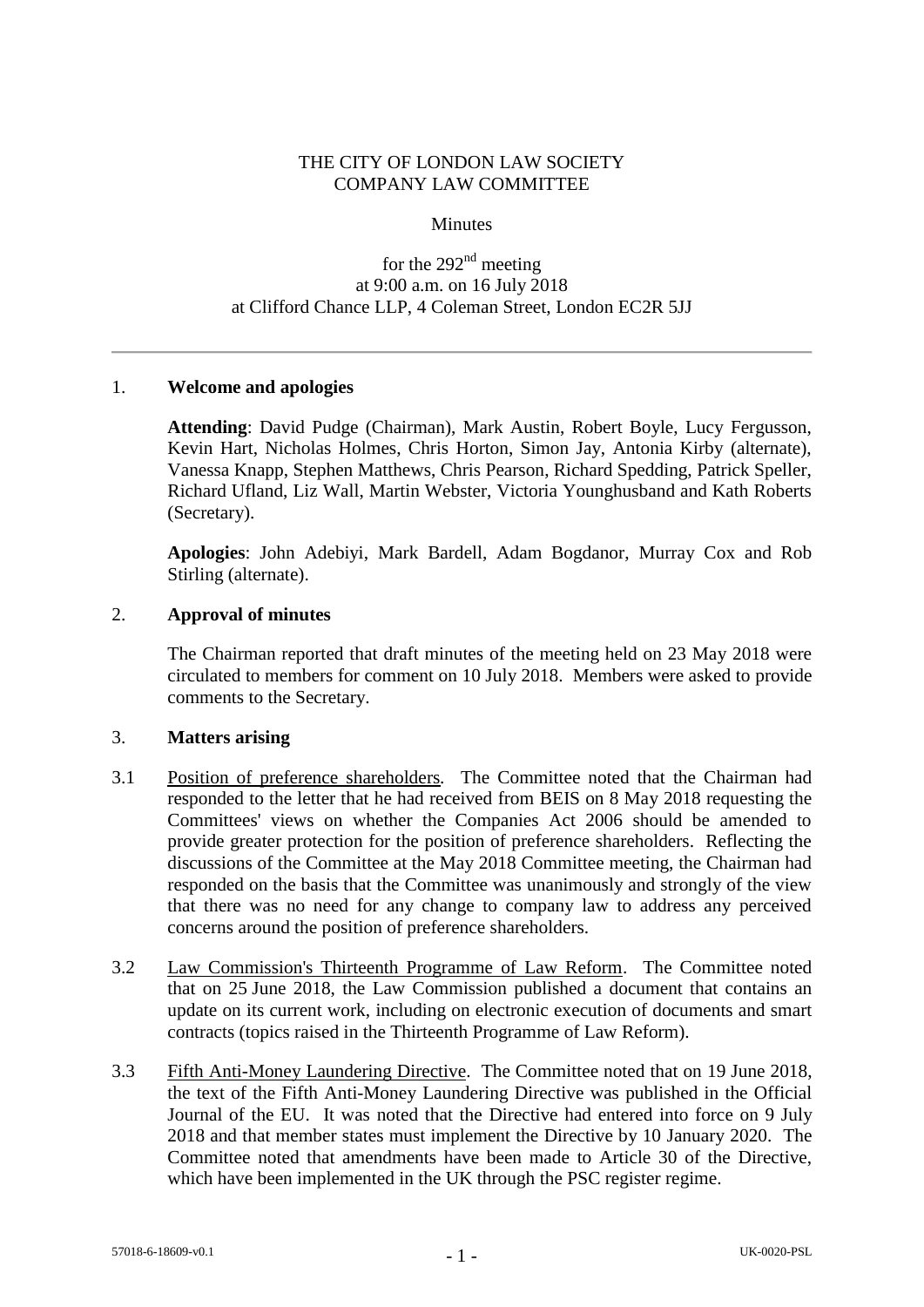THE CITY OF LONDON LAW SOCIETY
COMPANY LAW COMMITTEE

Minutes

for the 292nd meeting
at 9:00 a.m. on 16 July 2018
at Clifford Chance LLP, 4 Coleman Street, London EC2R 5JJ

---

## 1. Welcome and apologies

**Attending**: David Pudge (Chairman), Mark Austin, Robert Boyle, Lucy Fergusson, Kevin Hart, Nicholas Holmes, Chris Horton, Simon Jay, Antonia Kirby (alternate), Vanessa Knapp, Stephen Matthews, Chris Pearson, Richard Spedding, Patrick Speller, Richard Ufland, Liz Wall, Martin Webster, Victoria Younghusband and Kath Roberts (Secretary).

**Apologies**: John Adebiyi, Mark Bardell, Adam Bogdanor, Murray Cox and Rob Stirling (alternate).

## 2. Approval of minutes

The Chairman reported that draft minutes of the meeting held on 23 May 2018 were circulated to members for comment on 10 July 2018. Members were asked to provide comments to the Secretary.

## 3. Matters arising

3.1 Position of preference shareholders. The Committee noted that the Chairman had responded to the letter that he had received from BEIS on 8 May 2018 requesting the Committees' views on whether the Companies Act 2006 should be amended to provide greater protection for the position of preference shareholders. Reflecting the discussions of the Committee at the May 2018 Committee meeting, the Chairman had responded on the basis that the Committee was unanimously and strongly of the view that there was no need for any change to company law to address any perceived concerns around the position of preference shareholders.

3.2 Law Commission's Thirteenth Programme of Law Reform. The Committee noted that on 25 June 2018, the Law Commission published a document that contains an update on its current work, including on electronic execution of documents and smart contracts (topics raised in the Thirteenth Programme of Law Reform).

3.3 Fifth Anti-Money Laundering Directive. The Committee noted that on 19 June 2018, the text of the Fifth Anti-Money Laundering Directive was published in the Official Journal of the EU. It was noted that the Directive had entered into force on 9 July 2018 and that member states must implement the Directive by 10 January 2020. The Committee noted that amendments have been made to Article 30 of the Directive, which have been implemented in the UK through the PSC register regime.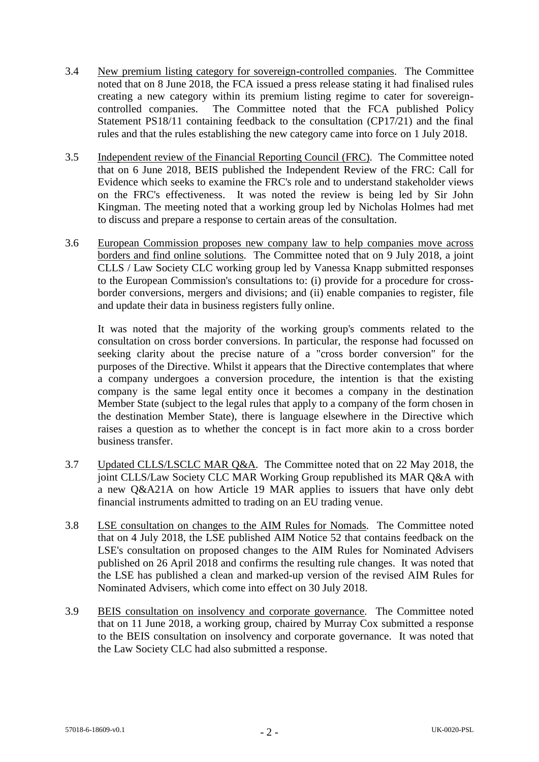3.4 New premium listing category for sovereign-controlled companies. The Committee noted that on 8 June 2018, the FCA issued a press release stating it had finalised rules creating a new category within its premium listing regime to cater for sovereign-controlled companies. The Committee noted that the FCA published Policy Statement PS18/11 containing feedback to the consultation (CP17/21) and the final rules and that the rules establishing the new category came into force on 1 July 2018.

3.5 Independent review of the Financial Reporting Council (FRC). The Committee noted that on 6 June 2018, BEIS published the Independent Review of the FRC: Call for Evidence which seeks to examine the FRC's role and to understand stakeholder views on the FRC's effectiveness. It was noted the review is being led by Sir John Kingman. The meeting noted that a working group led by Nicholas Holmes had met to discuss and prepare a response to certain areas of the consultation.

3.6 European Commission proposes new company law to help companies move across borders and find online solutions. The Committee noted that on 9 July 2018, a joint CLLS / Law Society CLC working group led by Vanessa Knapp submitted responses to the European Commission's consultations to: (i) provide for a procedure for cross-border conversions, mergers and divisions; and (ii) enable companies to register, file and update their data in business registers fully online.

It was noted that the majority of the working group's comments related to the consultation on cross border conversions. In particular, the response had focussed on seeking clarity about the precise nature of a "cross border conversion" for the purposes of the Directive. Whilst it appears that the Directive contemplates that where a company undergoes a conversion procedure, the intention is that the existing company is the same legal entity once it becomes a company in the destination Member State (subject to the legal rules that apply to a company of the form chosen in the destination Member State), there is language elsewhere in the Directive which raises a question as to whether the concept is in fact more akin to a cross border business transfer.

3.7 Updated CLLS/LSCLC MAR Q&A. The Committee noted that on 22 May 2018, the joint CLLS/Law Society CLC MAR Working Group republished its MAR Q&A with a new Q&A21A on how Article 19 MAR applies to issuers that have only debt financial instruments admitted to trading on an EU trading venue.

3.8 LSE consultation on changes to the AIM Rules for Nomads. The Committee noted that on 4 July 2018, the LSE published AIM Notice 52 that contains feedback on the LSE's consultation on proposed changes to the AIM Rules for Nominated Advisers published on 26 April 2018 and confirms the resulting rule changes. It was noted that the LSE has published a clean and marked-up version of the revised AIM Rules for Nominated Advisers, which come into effect on 30 July 2018.

3.9 BEIS consultation on insolvency and corporate governance. The Committee noted that on 11 June 2018, a working group, chaired by Murray Cox submitted a response to the BEIS consultation on insolvency and corporate governance. It was noted that the Law Society CLC had also submitted a response.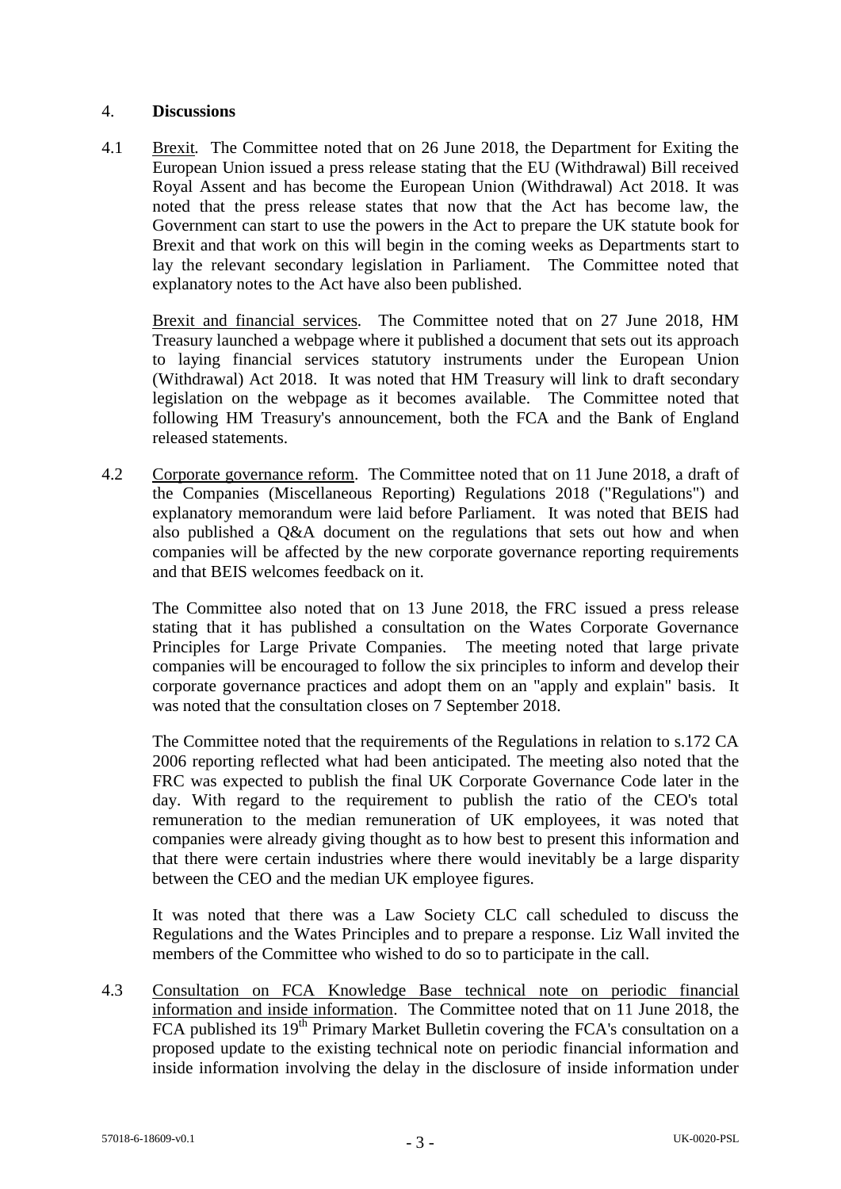## 4. **Discussions**

4.1 Brexit. The Committee noted that on 26 June 2018, the Department for Exiting the European Union issued a press release stating that the EU (Withdrawal) Bill received Royal Assent and has become the European Union (Withdrawal) Act 2018. It was noted that the press release states that now that the Act has become law, the Government can start to use the powers in the Act to prepare the UK statute book for Brexit and that work on this will begin in the coming weeks as Departments start to lay the relevant secondary legislation in Parliament. The Committee noted that explanatory notes to the Act have also been published.

Brexit and financial services. The Committee noted that on 27 June 2018, HM Treasury launched a webpage where it published a document that sets out its approach to laying financial services statutory instruments under the European Union (Withdrawal) Act 2018. It was noted that HM Treasury will link to draft secondary legislation on the webpage as it becomes available. The Committee noted that following HM Treasury's announcement, both the FCA and the Bank of England released statements.

4.2 Corporate governance reform. The Committee noted that on 11 June 2018, a draft of the Companies (Miscellaneous Reporting) Regulations 2018 ("Regulations") and explanatory memorandum were laid before Parliament. It was noted that BEIS had also published a Q&A document on the regulations that sets out how and when companies will be affected by the new corporate governance reporting requirements and that BEIS welcomes feedback on it.

The Committee also noted that on 13 June 2018, the FRC issued a press release stating that it has published a consultation on the Wates Corporate Governance Principles for Large Private Companies. The meeting noted that large private companies will be encouraged to follow the six principles to inform and develop their corporate governance practices and adopt them on an "apply and explain" basis. It was noted that the consultation closes on 7 September 2018.

The Committee noted that the requirements of the Regulations in relation to s.172 CA 2006 reporting reflected what had been anticipated. The meeting also noted that the FRC was expected to publish the final UK Corporate Governance Code later in the day. With regard to the requirement to publish the ratio of the CEO's total remuneration to the median remuneration of UK employees, it was noted that companies were already giving thought as to how best to present this information and that there were certain industries where there would inevitably be a large disparity between the CEO and the median UK employee figures.

It was noted that there was a Law Society CLC call scheduled to discuss the Regulations and the Wates Principles and to prepare a response. Liz Wall invited the members of the Committee who wished to do so to participate in the call.

4.3 Consultation on FCA Knowledge Base technical note on periodic financial information and inside information. The Committee noted that on 11 June 2018, the FCA published its 19th Primary Market Bulletin covering the FCA's consultation on a proposed update to the existing technical note on periodic financial information and inside information involving the delay in the disclosure of inside information under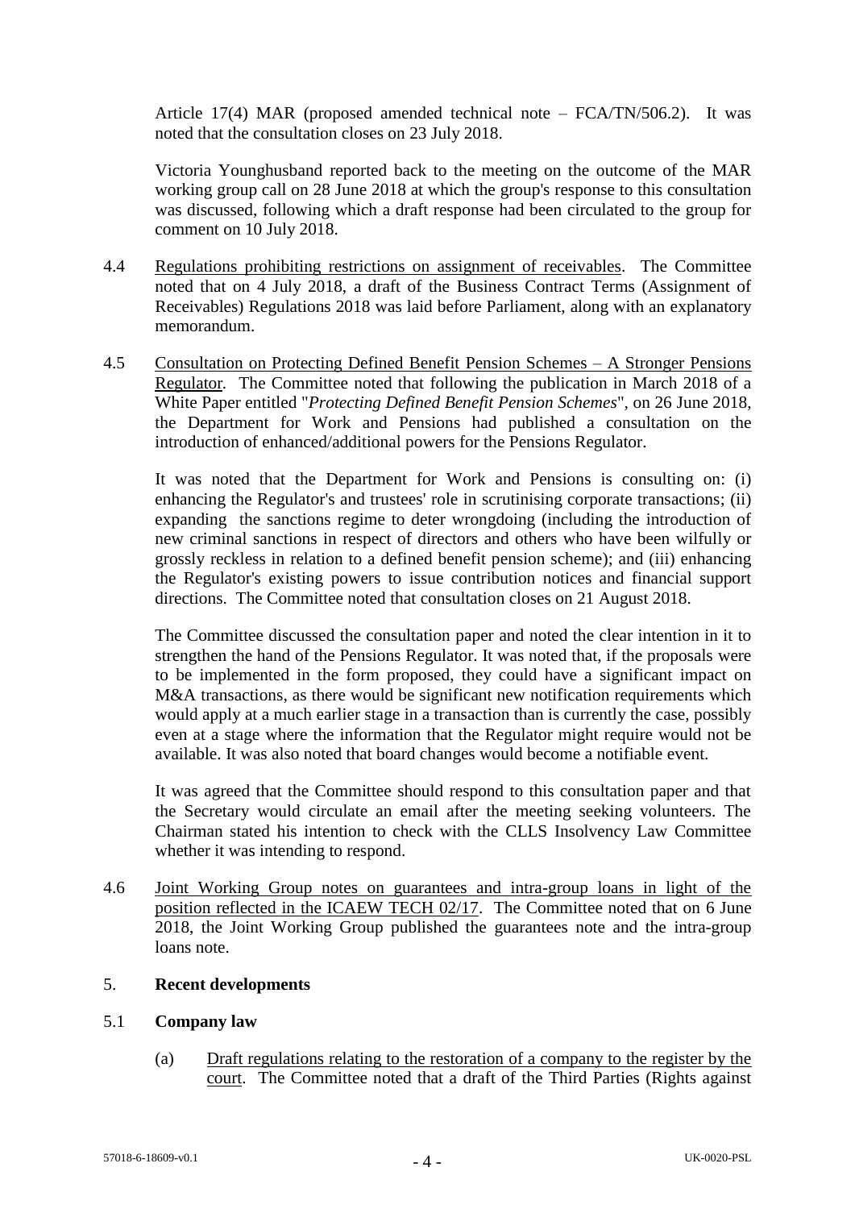Article 17(4) MAR (proposed amended technical note – FCA/TN/506.2). It was noted that the consultation closes on 23 July 2018.

Victoria Younghusband reported back to the meeting on the outcome of the MAR working group call on 28 June 2018 at which the group's response to this consultation was discussed, following which a draft response had been circulated to the group for comment on 10 July 2018.

4.4 Regulations prohibiting restrictions on assignment of receivables. The Committee noted that on 4 July 2018, a draft of the Business Contract Terms (Assignment of Receivables) Regulations 2018 was laid before Parliament, along with an explanatory memorandum.

4.5 Consultation on Protecting Defined Benefit Pension Schemes – A Stronger Pensions Regulator. The Committee noted that following the publication in March 2018 of a White Paper entitled "*Protecting Defined Benefit Pension Schemes*", on 26 June 2018, the Department for Work and Pensions had published a consultation on the introduction of enhanced/additional powers for the Pensions Regulator.

It was noted that the Department for Work and Pensions is consulting on: (i) enhancing the Regulator's and trustees' role in scrutinising corporate transactions; (ii) expanding the sanctions regime to deter wrongdoing (including the introduction of new criminal sanctions in respect of directors and others who have been wilfully or grossly reckless in relation to a defined benefit pension scheme); and (iii) enhancing the Regulator's existing powers to issue contribution notices and financial support directions. The Committee noted that consultation closes on 21 August 2018.

The Committee discussed the consultation paper and noted the clear intention in it to strengthen the hand of the Pensions Regulator. It was noted that, if the proposals were to be implemented in the form proposed, they could have a significant impact on M&A transactions, as there would be significant new notification requirements which would apply at a much earlier stage in a transaction than is currently the case, possibly even at a stage where the information that the Regulator might require would not be available. It was also noted that board changes would become a notifiable event.

It was agreed that the Committee should respond to this consultation paper and that the Secretary would circulate an email after the meeting seeking volunteers. The Chairman stated his intention to check with the CLLS Insolvency Law Committee whether it was intending to respond.

4.6 Joint Working Group notes on guarantees and intra-group loans in light of the position reflected in the ICAEW TECH 02/17. The Committee noted that on 6 June 2018, the Joint Working Group published the guarantees note and the intra-group loans note.

## 5. Recent developments

### 5.1 Company law

(a) Draft regulations relating to the restoration of a company to the register by the court. The Committee noted that a draft of the Third Parties (Rights against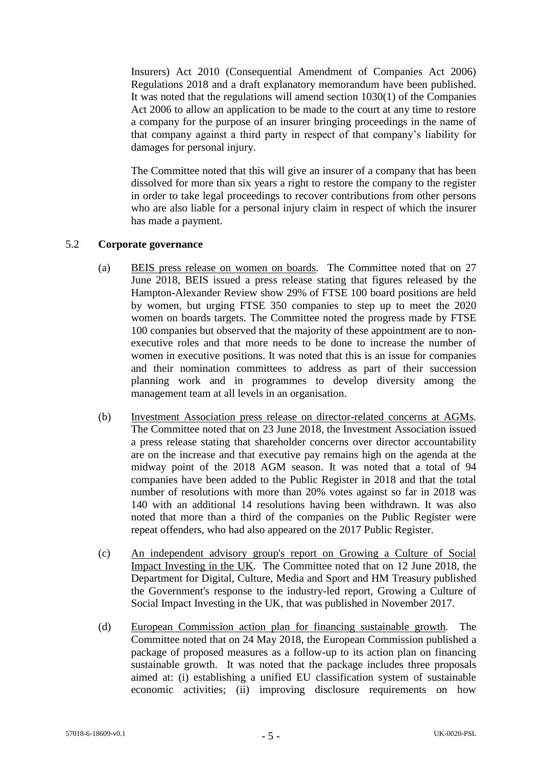Insurers) Act 2010 (Consequential Amendment of Companies Act 2006) Regulations 2018 and a draft explanatory memorandum have been published. It was noted that the regulations will amend section 1030(1) of the Companies Act 2006 to allow an application to be made to the court at any time to restore a company for the purpose of an insurer bringing proceedings in the name of that company against a third party in respect of that company's liability for damages for personal injury.

The Committee noted that this will give an insurer of a company that has been dissolved for more than six years a right to restore the company to the register in order to take legal proceedings to recover contributions from other persons who are also liable for a personal injury claim in respect of which the insurer has made a payment.

5.2 **Corporate governance**

(a) BEIS press release on women on boards. The Committee noted that on 27 June 2018, BEIS issued a press release stating that figures released by the Hampton-Alexander Review show 29% of FTSE 100 board positions are held by women, but urging FTSE 350 companies to step up to meet the 2020 women on boards targets. The Committee noted the progress made by FTSE 100 companies but observed that the majority of these appointment are to non-executive roles and that more needs to be done to increase the number of women in executive positions. It was noted that this is an issue for companies and their nomination committees to address as part of their succession planning work and in programmes to develop diversity among the management team at all levels in an organisation.

(b) Investment Association press release on director-related concerns at AGMs. The Committee noted that on 23 June 2018, the Investment Association issued a press release stating that shareholder concerns over director accountability are on the increase and that executive pay remains high on the agenda at the midway point of the 2018 AGM season. It was noted that a total of 94 companies have been added to the Public Register in 2018 and that the total number of resolutions with more than 20% votes against so far in 2018 was 140 with an additional 14 resolutions having been withdrawn. It was also noted that more than a third of the companies on the Public Register were repeat offenders, who had also appeared on the 2017 Public Register.

(c) An independent advisory group's report on Growing a Culture of Social Impact Investing in the UK. The Committee noted that on 12 June 2018, the Department for Digital, Culture, Media and Sport and HM Treasury published the Government's response to the industry-led report, Growing a Culture of Social Impact Investing in the UK, that was published in November 2017.

(d) European Commission action plan for financing sustainable growth. The Committee noted that on 24 May 2018, the European Commission published a package of proposed measures as a follow-up to its action plan on financing sustainable growth. It was noted that the package includes three proposals aimed at: (i) establishing a unified EU classification system of sustainable economic activities; (ii) improving disclosure requirements on how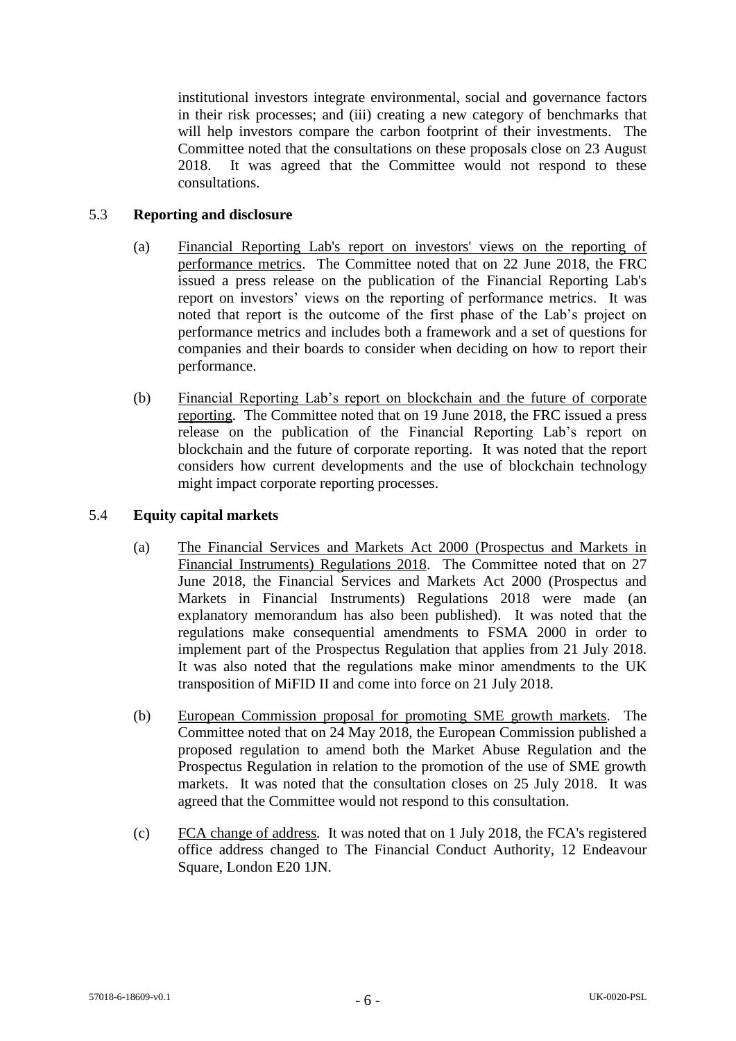institutional investors integrate environmental, social and governance factors in their risk processes; and (iii) creating a new category of benchmarks that will help investors compare the carbon footprint of their investments. The Committee noted that the consultations on these proposals close on 23 August 2018. It was agreed that the Committee would not respond to these consultations.

## 5.3 Reporting and disclosure

(a) Financial Reporting Lab's report on investors' views on the reporting of performance metrics. The Committee noted that on 22 June 2018, the FRC issued a press release on the publication of the Financial Reporting Lab's report on investors' views on the reporting of performance metrics. It was noted that report is the outcome of the first phase of the Lab's project on performance metrics and includes both a framework and a set of questions for companies and their boards to consider when deciding on how to report their performance.

(b) Financial Reporting Lab's report on blockchain and the future of corporate reporting. The Committee noted that on 19 June 2018, the FRC issued a press release on the publication of the Financial Reporting Lab's report on blockchain and the future of corporate reporting. It was noted that the report considers how current developments and the use of blockchain technology might impact corporate reporting processes.

## 5.4 Equity capital markets

(a) The Financial Services and Markets Act 2000 (Prospectus and Markets in Financial Instruments) Regulations 2018. The Committee noted that on 27 June 2018, the Financial Services and Markets Act 2000 (Prospectus and Markets in Financial Instruments) Regulations 2018 were made (an explanatory memorandum has also been published). It was noted that the regulations make consequential amendments to FSMA 2000 in order to implement part of the Prospectus Regulation that applies from 21 July 2018. It was also noted that the regulations make minor amendments to the UK transposition of MiFID II and come into force on 21 July 2018.

(b) European Commission proposal for promoting SME growth markets. The Committee noted that on 24 May 2018, the European Commission published a proposed regulation to amend both the Market Abuse Regulation and the Prospectus Regulation in relation to the promotion of the use of SME growth markets. It was noted that the consultation closes on 25 July 2018. It was agreed that the Committee would not respond to this consultation.

(c) FCA change of address. It was noted that on 1 July 2018, the FCA's registered office address changed to The Financial Conduct Authority, 12 Endeavour Square, London E20 1JN.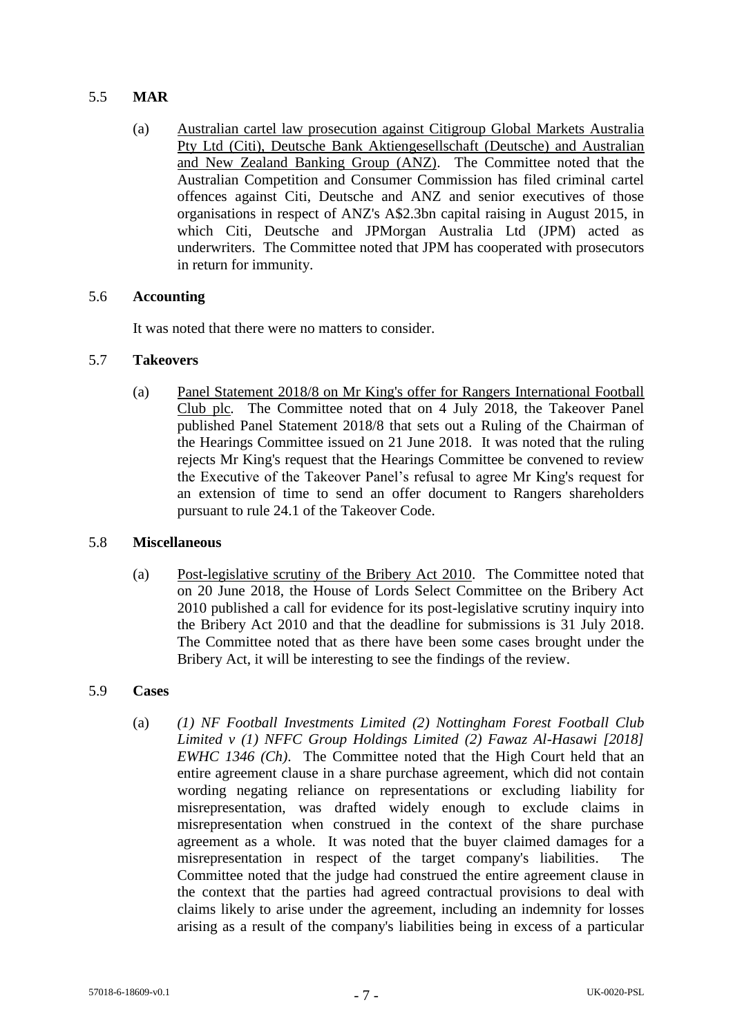## 5.5 MAR

(a) Australian cartel law prosecution against Citigroup Global Markets Australia Pty Ltd (Citi), Deutsche Bank Aktiengesellschaft (Deutsche) and Australian and New Zealand Banking Group (ANZ). The Committee noted that the Australian Competition and Consumer Commission has filed criminal cartel offences against Citi, Deutsche and ANZ and senior executives of those organisations in respect of ANZ's A$2.3bn capital raising in August 2015, in which Citi, Deutsche and JPMorgan Australia Ltd (JPM) acted as underwriters. The Committee noted that JPM has cooperated with prosecutors in return for immunity.

## 5.6 Accounting

It was noted that there were no matters to consider.

## 5.7 Takeovers

(a) Panel Statement 2018/8 on Mr King's offer for Rangers International Football Club plc. The Committee noted that on 4 July 2018, the Takeover Panel published Panel Statement 2018/8 that sets out a Ruling of the Chairman of the Hearings Committee issued on 21 June 2018. It was noted that the ruling rejects Mr King's request that the Hearings Committee be convened to review the Executive of the Takeover Panel's refusal to agree Mr King's request for an extension of time to send an offer document to Rangers shareholders pursuant to rule 24.1 of the Takeover Code.

## 5.8 Miscellaneous

(a) Post-legislative scrutiny of the Bribery Act 2010. The Committee noted that on 20 June 2018, the House of Lords Select Committee on the Bribery Act 2010 published a call for evidence for its post-legislative scrutiny inquiry into the Bribery Act 2010 and that the deadline for submissions is 31 July 2018. The Committee noted that as there have been some cases brought under the Bribery Act, it will be interesting to see the findings of the review.

## 5.9 Cases

(a) *(1) NF Football Investments Limited (2) Nottingham Forest Football Club Limited v (1) NFFC Group Holdings Limited (2) Fawaz Al-Hasawi [2018] EWHC 1346 (Ch)*. The Committee noted that the High Court held that an entire agreement clause in a share purchase agreement, which did not contain wording negating reliance on representations or excluding liability for misrepresentation, was drafted widely enough to exclude claims in misrepresentation when construed in the context of the share purchase agreement as a whole. It was noted that the buyer claimed damages for a misrepresentation in respect of the target company's liabilities. The Committee noted that the judge had construed the entire agreement clause in the context that the parties had agreed contractual provisions to deal with claims likely to arise under the agreement, including an indemnity for losses arising as a result of the company's liabilities being in excess of a particular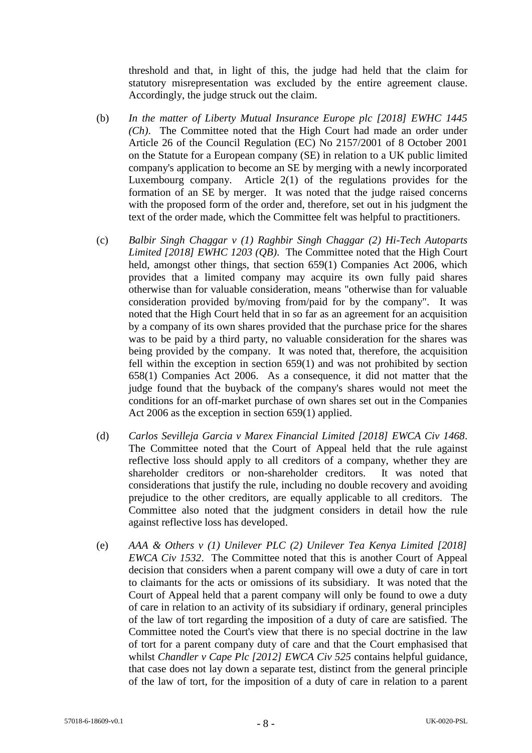threshold and that, in light of this, the judge had held that the claim for statutory misrepresentation was excluded by the entire agreement clause. Accordingly, the judge struck out the claim.

(b) *In the matter of Liberty Mutual Insurance Europe plc [2018] EWHC 1445 (Ch)*. The Committee noted that the High Court had made an order under Article 26 of the Council Regulation (EC) No 2157/2001 of 8 October 2001 on the Statute for a European company (SE) in relation to a UK public limited company's application to become an SE by merging with a newly incorporated Luxembourg company. Article 2(1) of the regulations provides for the formation of an SE by merger. It was noted that the judge raised concerns with the proposed form of the order and, therefore, set out in his judgment the text of the order made, which the Committee felt was helpful to practitioners.

(c) *Balbir Singh Chaggar v (1) Raghbir Singh Chaggar (2) Hi-Tech Autoparts Limited [2018] EWHC 1203 (QB)*. The Committee noted that the High Court held, amongst other things, that section 659(1) Companies Act 2006, which provides that a limited company may acquire its own fully paid shares otherwise than for valuable consideration, means "otherwise than for valuable consideration provided by/moving from/paid for by the company". It was noted that the High Court held that in so far as an agreement for an acquisition by a company of its own shares provided that the purchase price for the shares was to be paid by a third party, no valuable consideration for the shares was being provided by the company. It was noted that, therefore, the acquisition fell within the exception in section 659(1) and was not prohibited by section 658(1) Companies Act 2006. As a consequence, it did not matter that the judge found that the buyback of the company's shares would not meet the conditions for an off-market purchase of own shares set out in the Companies Act 2006 as the exception in section 659(1) applied.

(d) *Carlos Sevilleja Garcia v Marex Financial Limited [2018] EWCA Civ 1468*. The Committee noted that the Court of Appeal held that the rule against reflective loss should apply to all creditors of a company, whether they are shareholder creditors or non-shareholder creditors. It was noted that considerations that justify the rule, including no double recovery and avoiding prejudice to the other creditors, are equally applicable to all creditors. The Committee also noted that the judgment considers in detail how the rule against reflective loss has developed.

(e) *AAA & Others v (1) Unilever PLC (2) Unilever Tea Kenya Limited [2018] EWCA Civ 1532*. The Committee noted that this is another Court of Appeal decision that considers when a parent company will owe a duty of care in tort to claimants for the acts or omissions of its subsidiary. It was noted that the Court of Appeal held that a parent company will only be found to owe a duty of care in relation to an activity of its subsidiary if ordinary, general principles of the law of tort regarding the imposition of a duty of care are satisfied. The Committee noted the Court's view that there is no special doctrine in the law of tort for a parent company duty of care and that the Court emphasised that whilst *Chandler v Cape Plc [2012] EWCA Civ 525* contains helpful guidance, that case does not lay down a separate test, distinct from the general principle of the law of tort, for the imposition of a duty of care in relation to a parent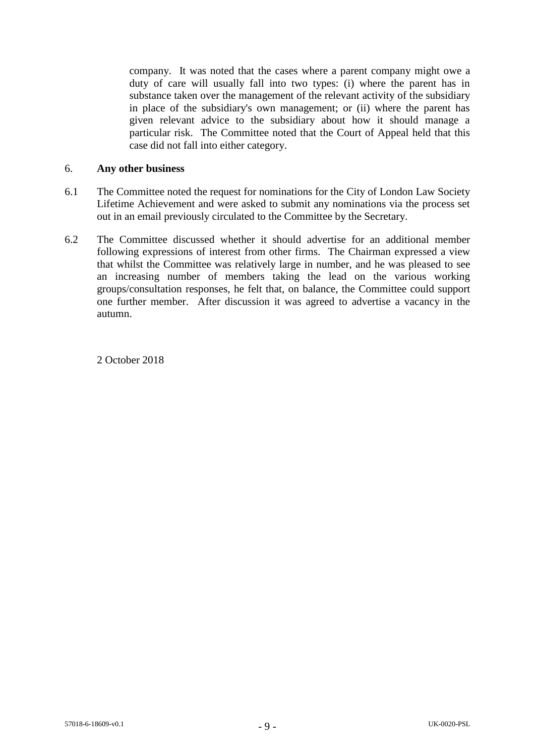company. It was noted that the cases where a parent company might owe a duty of care will usually fall into two types: (i) where the parent has in substance taken over the management of the relevant activity of the subsidiary in place of the subsidiary's own management; or (ii) where the parent has given relevant advice to the subsidiary about how it should manage a particular risk. The Committee noted that the Court of Appeal held that this case did not fall into either category.

6. **Any other business**

6.1 The Committee noted the request for nominations for the City of London Law Society Lifetime Achievement and were asked to submit any nominations via the process set out in an email previously circulated to the Committee by the Secretary.

6.2 The Committee discussed whether it should advertise for an additional member following expressions of interest from other firms. The Chairman expressed a view that whilst the Committee was relatively large in number, and he was pleased to see an increasing number of members taking the lead on the various working groups/consultation responses, he felt that, on balance, the Committee could support one further member. After discussion it was agreed to advertise a vacancy in the autumn.

2 October 2018